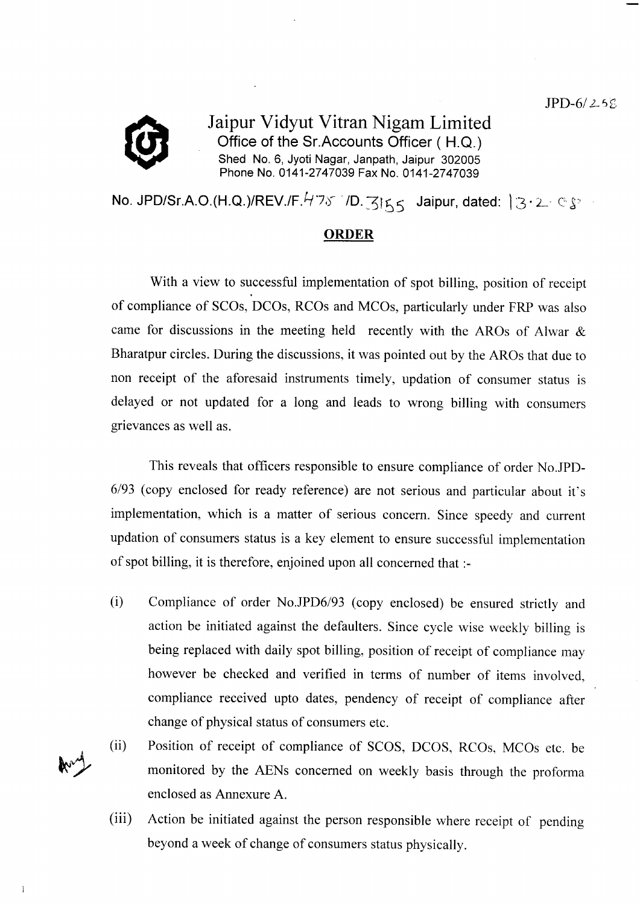JPD-6/258

# Jaipur Vidyut Vitran Nigam Limited

**Office of the Sr.Accounts Officer ( H.Q.)**
Shed No. 6, Jyoti Nagar, Janpath, Jaipur 302005
Phone No. 0141-2747039 Fax No. 0141-2747039

No. JPD/Sr.A.O.(H.Q.)/REV./F.475 /D.3155 Jaipur, dated: 13.2.08

## ORDER

With a view to successful implementation of spot billing, position of receipt of compliance of SCOs, DCOs, RCOs and MCOs, particularly under FRP was also came for discussions in the meeting held recently with the AROs of Alwar & Bharatpur circles. During the discussions, it was pointed out by the AROs that due to non receipt of the aforesaid instruments timely, updation of consumer status is delayed or not updated for a long and leads to wrong billing with consumers grievances as well as.

This reveals that officers responsible to ensure compliance of order No.JPD-6/93 (copy enclosed for ready reference) are not serious and particular about it's implementation, which is a matter of serious concern. Since speedy and current updation of consumers status is a key element to ensure successful implementation of spot billing, it is therefore, enjoined upon all concerned that :-

(i) Compliance of order No.JPD6/93 (copy enclosed) be ensured strictly and action be initiated against the defaulters. Since cycle wise weekly billing is being replaced with daily spot billing, position of receipt of compliance may however be checked and verified in terms of number of items involved, compliance received upto dates, pendency of receipt of compliance after change of physical status of consumers etc.

(ii) Position of receipt of compliance of SCOS, DCOS, RCOs, MCOs etc. be monitored by the AENs concerned on weekly basis through the proforma enclosed as Annexure A.

(iii) Action be initiated against the person responsible where receipt of pending beyond a week of change of consumers status physically.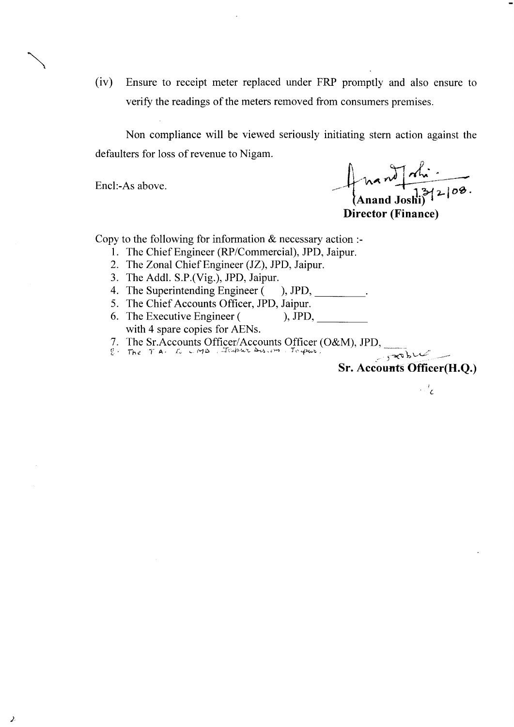(iv) Ensure to receipt meter replaced under FRP promptly and also ensure to verify the readings of the meters removed from consumers premises.

Non compliance will be viewed seriously initiating stern action against the defaulters for loss of revenue to Nigam.

Encl:-As above.

13/2/08.

**(Anand Joshi)**
**Director (Finance)**

Copy to the following for information & necessary action :-

1. The Chief Engineer (RP/Commercial), JPD, Jaipur.
2. The Zonal Chief Engineer (JZ), JPD, Jaipur.
3. The Addl. S.P.(Vig.), JPD, Jaipur.
4. The Superintending Engineer ( ), JPD, \_\_\_\_\_\_\_\_\_.
5. The Chief Accounts Officer, JPD, Jaipur.
6. The Executive Engineer ( ), JPD, \_\_\_\_\_\_\_\_\_ with 4 spare copies for AENs.
7. The Sr.Accounts Officer/Accounts Officer (O&M), JPD, \_\_\_\_
8. The T.A. to CMD, Jaipur Discom, Jaipur.

**Sr. Accounts Officer(H.Q.)**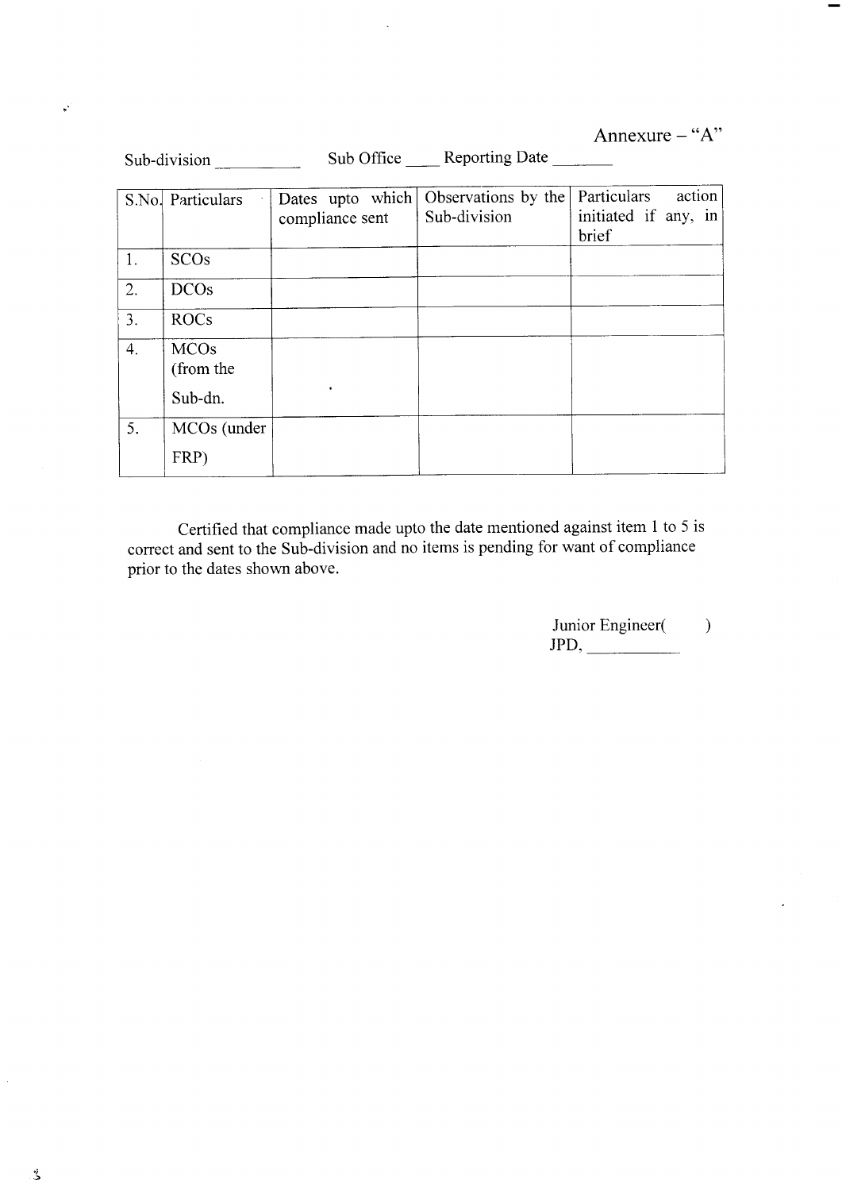Annexure – "A"

Sub-division __________ Sub Office ____ Reporting Date _______

| S.No. | Particulars | Dates upto which compliance sent | Observations by the Sub-division | Particulars action initiated if any, in brief |
|---|---|---|---|---|
| 1. | SCOs | | | |
| 2. | DCOs | | | |
| 3. | ROCs | | | |
| 4. | MCOs (from the Sub-dn. | | | |
| 5. | MCOs (under FRP) | | | |

Certified that compliance made upto the date mentioned against item 1 to 5 is correct and sent to the Sub-division and no items is pending for want of compliance prior to the dates shown above.

Junior Engineer(        )
JPD, ___________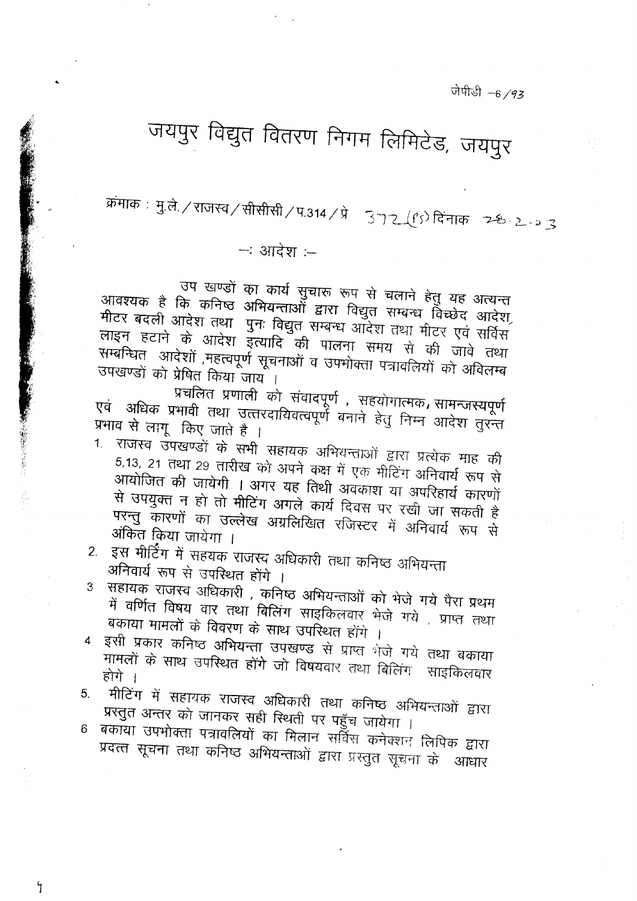जेपीडी –6/93

# जयपुर विद्युत वितरण निगम लिमिटेड, जयपुर

क्रमांक : मु.ले./राजस्व/सीसीसी/प.314/प्रे 372(PS) दिनांक 28.2.03

## –: आदेश :–

उप खण्डों का कार्य सुचारू रूप से चलाने हेतु यह अत्यन्त आवश्यक है कि कनिष्ठ अभियन्ताओं द्वारा विद्युत सम्बन्ध विच्छेद आदेश, मीटर बदली आदेश तथा पुनः विद्युत सम्बन्ध आदेश तथा मीटर एवं सर्विस लाइन हटाने के आदेश इत्यादि की पालना समय से की जावे तथा सम्बन्धित आदेशों, महत्वपूर्ण सूचनाओं व उपभोक्ता पत्रावलियों को अविलम्ब उपखण्डों को प्रेषित किया जाय।

प्रचलित प्रणाली को संवादपूर्ण, सहयोगात्मक, सामन्जस्यपूर्ण एवं अधिक प्रभावी तथा उत्तरदायित्वपूर्ण बनाने हेतु निम्न आदेश तुरन्त प्रभाव से लागू किए जाते है।

1. राजस्व उपखण्डों के सभी सहायक अभियन्ताओं द्वारा प्रत्येक माह की 5,13, 21 तथा 29 तारीख को अपने कक्ष में एक मीटिंग अनिवार्य रूप से आयोजित की जायेगी। अगर यह तिथी अवकाश या अपरिहार्य कारणों से उपयुक्त न हो तो मीटिंग अगले कार्य दिवस पर रखी जा सकती है परन्तु कारणों का उल्लेख अग्रलिखित रजिस्टर में अनिवार्य रूप से अंकित किया जायेगा।
2. इस मीटिंग में सहयक राजस्व अधिकारी तथा कनिष्ठ अभियन्ता अनिवार्य रूप से उपस्थित होंगे।
3. सहायक राजस्व अधिकारी, कनिष्ठ अभियन्ताओं को भेजे गये पैरा प्रथम में वर्णित विषय वार तथा बिलिंग साइकिलवार भेजे गये, प्राप्त तथा बकाया मामलों के विवरण के साथ उपस्थित होंगे।
4. इसी प्रकार कनिष्ठ अभियन्ता उपखण्ड से प्राप्त भेजे गये तथा बकाया मामलों के साथ उपस्थित होंगे जो विषयवार तथा बिलिंग साइकिलवार होगे।
5. मीटिंग में सहायक राजस्व अधिकारी तथा कनिष्ठ अभियन्ताओं द्वारा प्रस्तुत अन्तर को जानकर सही स्थिती पर पहुँच जायेगा।
6. बकाया उपभोक्ता पत्रावलियों का मिलान सर्विस कनेक्शन लिपिक द्वारा प्रदत्त सूचना तथा कनिष्ठ अभियन्ताओं द्वारा प्रस्तुत सूचना के आधार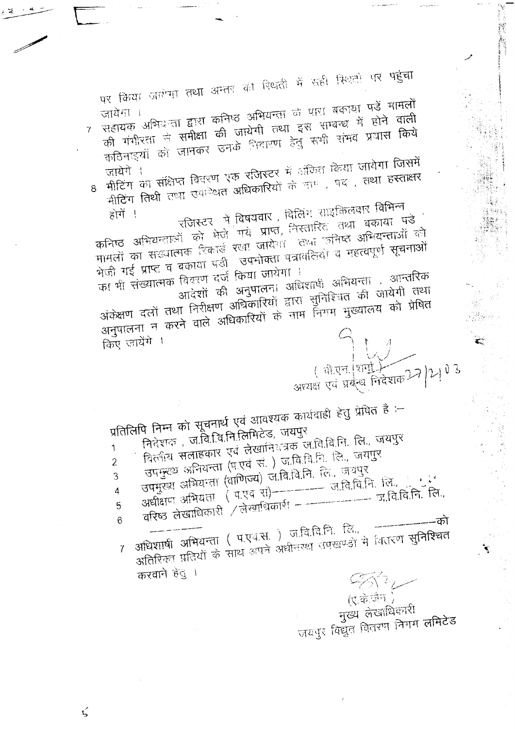पर किया जायेगा तथा अन्तर की स्थिती में सही स्थिती पर पहुंचा जायेगा ।

7 सहायक अभियन्ता द्वारा कनिष्ठ अभियन्ता के पास बकाया पडें मामलों की गंभीरता से समीक्षा की जायेगी तथा इस सम्बन्ध में होने वाली कठिनाइयों को जानकर उनके निवारण हेतु सभी संभव प्रयास किये जायेंगे ।

8 मीटिंग का संक्षिप्त विवरण एक रजिस्टर में अंकित किया जायेगा जिसमें मीटिंग तिथी तथा उपस्थित अधिकारियों के नाम , पद , तथा हस्ताक्षर होगें ।

रजिस्टर में विषयवार , बिलिंग साइकिलवार विभिन्न कनिष्ठ अभियन्ताओं को भेजे गये प्राप्त, निस्तारित तथा बकाया पडे मामलों का सख्यात्मक रिकार्ड रखा जायेगा तथा कनिष्ठ अभियन्ताओं को भेजी गई प्राप्त व बकाया पडी उपभोक्ता पत्रावलियों व महत्वपूर्ण सूचनाओं का भी संख्यात्मक विवरण दर्ज किया जायेगा ।

आदेशों की अनुपालना अधिशाषी अभियन्ता , आन्तरिक अंकेक्षण दलों तथा निरीक्षण अधिकारियों द्वारा सुनिश्चित की जायेगी तथा अनुपालना न करने वाले अधिकारियों के नाम निगम मुख्यालय को प्रेषित किए जायेंगे ।

( सी.एन. शर्मा ) 27/2/03
अध्यक्ष एवं प्रबन्ध निदेशक

प्रतिलिपि निम्न को सूचनार्थ एवं आवश्यक कार्यवाही हेतु प्रेषित है :-

1 निदेशक , ज.वि.वि.नि.लिमिटेड, जयपुर
2 वित्तीय सलाहकार एवं लेखानियंत्रक ज.वि.वि.नि. लि., जयपुर
3 उपमुख्य अभियन्ता (प.एवं सं. ) ज.वि.वि.नि. लि., जयपुर
4 उपमुख्य अभियन्ता (वाणिज्य) ज.वि.वि.नि. लि., जयपुर
5 अधीक्षण अभियता ( प.एव सं)————— ज.वि.वि.नि. लि.,
6 वरिष्ठ लेखाधिकारी /लेखाधिकारी – ————— ज.वि.वि.नि. लि.,
7 ————— अधिशाषी अभियन्ता ( प.एव.स. ) ज.वि.वि.नि. लि., —————को अतिरिक्त प्रतियों के साथ अपने अधीनस्थ उपखण्डो मे वितरण सुनिश्चित करवाने हेतु ।

(ए.के.जैन )
मुख्य लेखाधिकारी
जयपुर विद्युत वितरण निगम लमिटेड